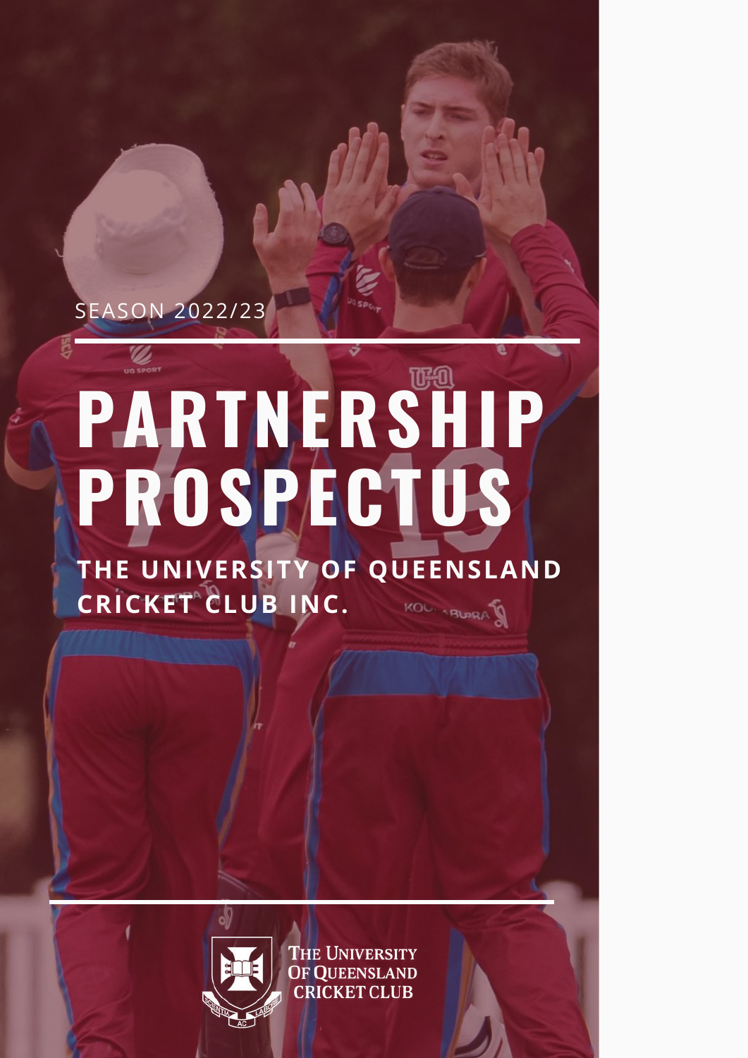SEASON 2022/23

# PARTNERSHIP PROSPECTUS

**THE UNIVERSITY OF QUEENSLAND CRICKET CLUB INC.**

THE UNIVERSITY OF QUEENSLAND CRICKET CLUB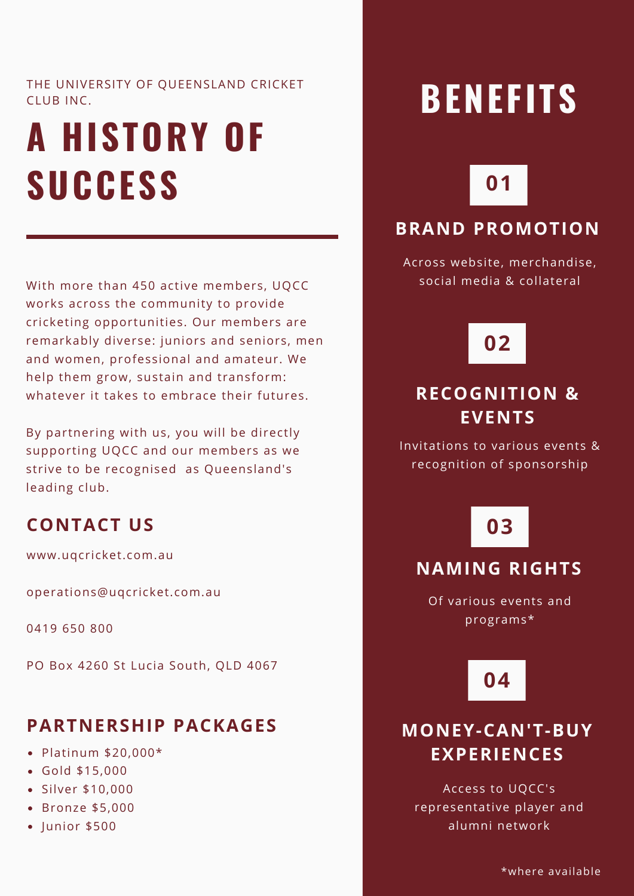THE UNIVERSITY OF QUEENSLAND CRICKET CLUB INC.

# A HISTORY OF SUCCESS

With more than 450 active members, UQCC works across the community to provide cricketing opportunities. Our members are remarkably diverse: juniors and seniors, men and women, professional and amateur. We help them grow, sustain and transform: whatever it takes to embrace their futures.

By partnering with us, you will be directly supporting UQCC and our members as we strive to be recognised as Queensland's leading club.

## CONTACT US

www.uqcricket.com.au

operations@uqcricket.com.au

0419 650 800

PO Box 4260 St Lucia South, QLD 4067

## PARTNERSHIP PACKAGES

- Platinum $20,000*
- Gold $15,000
- Silver $10,000
- Bronze $5,000
- Junior $500

# BENEFITS

**01**

## BRAND PROMOTION

Across website, merchandise, social media & collateral

**02**

## RECOGNITION & EVENTS

Invitations to various events & recognition of sponsorship

**03**

## NAMING RIGHTS

Of various events and programs*

**04**

## MONEY-CAN'T-BUY EXPERIENCES

Access to UQCC's representative player and alumni network

*where available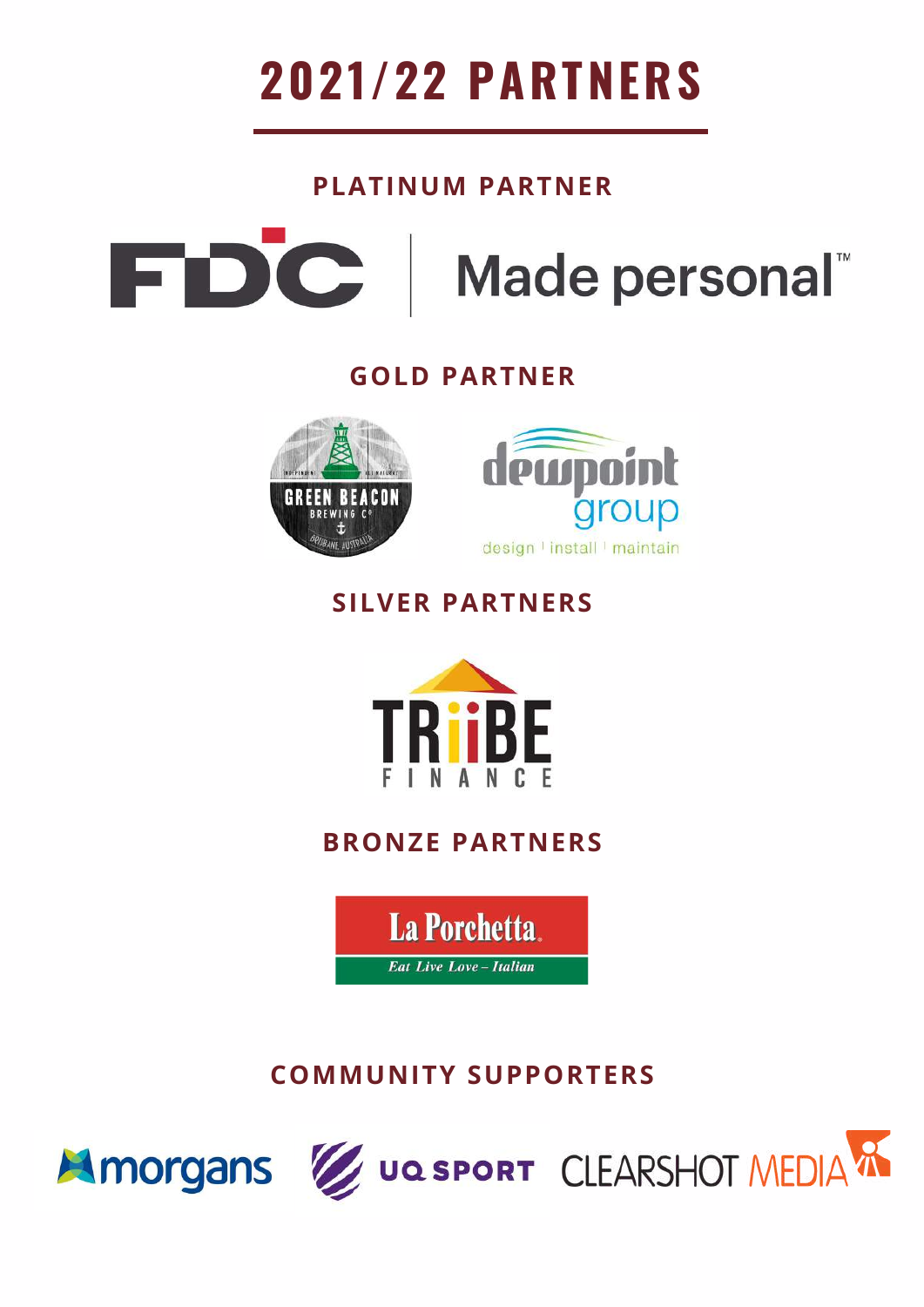# 2021/22 PARTNERS

## PLATINUM PARTNER

FDC | Made personal™

## GOLD PARTNER

GREEN BEACON BREWING Co BRISBANE, AUSTRALIA

dewpoint group design | install | maintain

## SILVER PARTNERS

TRiiBE FINANCE

## BRONZE PARTNERS

La Porchetta. Eat Live Love – Italian

## COMMUNITY SUPPORTERS

morgans

UQ SPORT

CLEARSHOT MEDIA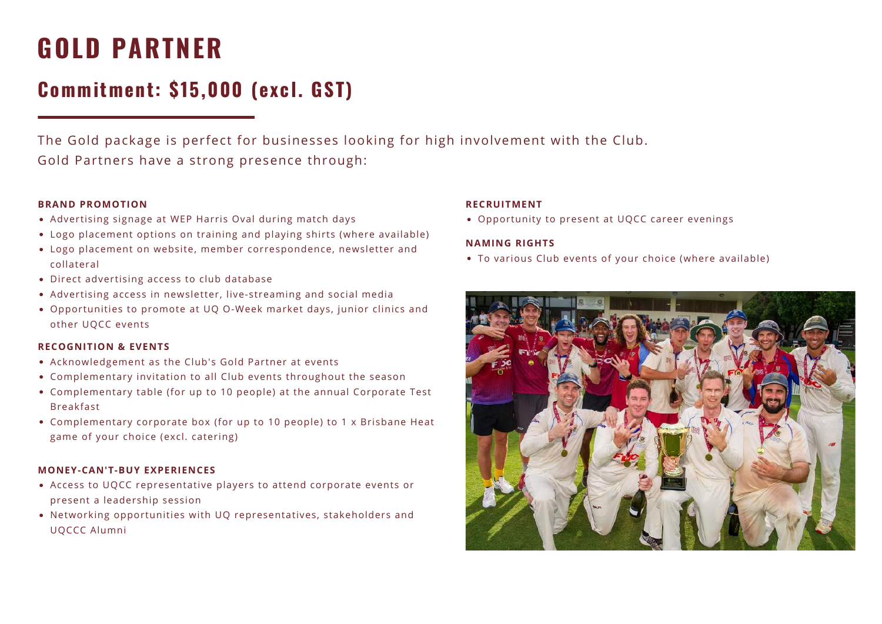# GOLD PARTNER

## Commitment: $15,000 (excl. GST)

The Gold package is perfect for businesses looking for high involvement with the Club. Gold Partners have a strong presence through:

**BRAND PROMOTION**

- Advertising signage at WEP Harris Oval during match days
- Logo placement options on training and playing shirts (where available)
- Logo placement on website, member correspondence, newsletter and collateral
- Direct advertising access to club database
- Advertising access in newsletter, live-streaming and social media
- Opportunities to promote at UQ O-Week market days, junior clinics and other UQCC events

**RECOGNITION & EVENTS**

- Acknowledgement as the Club's Gold Partner at events
- Complementary invitation to all Club events throughout the season
- Complementary table (for up to 10 people) at the annual Corporate Test Breakfast
- Complementary corporate box (for up to 10 people) to 1 x Brisbane Heat game of your choice (excl. catering)

**MONEY-CAN'T-BUY EXPERIENCES**

- Access to UQCC representative players to attend corporate events or present a leadership session
- Networking opportunities with UQ representatives, stakeholders and UQCCC Alumni

**RECRUITMENT**

- Opportunity to present at UQCC career evenings

**NAMING RIGHTS**

- To various Club events of your choice (where available)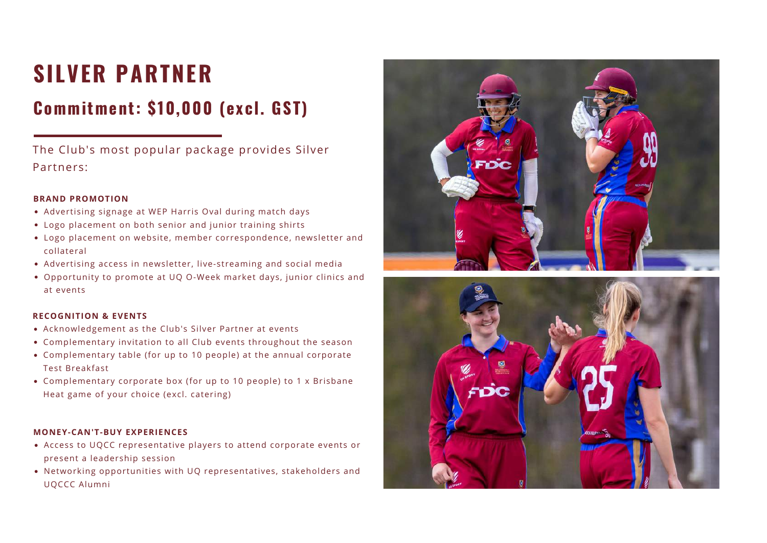# SILVER PARTNER

## Commitment: $10,000 (excl. GST)

The Club's most popular package provides Silver Partners:

**BRAND PROMOTION**

- Advertising signage at WEP Harris Oval during match days
- Logo placement on both senior and junior training shirts
- Logo placement on website, member correspondence, newsletter and collateral
- Advertising access in newsletter, live-streaming and social media
- Opportunity to promote at UQ O-Week market days, junior clinics and at events

**RECOGNITION & EVENTS**

- Acknowledgement as the Club's Silver Partner at events
- Complementary invitation to all Club events throughout the season
- Complementary table (for up to 10 people) at the annual corporate Test Breakfast
- Complementary corporate box (for up to 10 people) to 1 x Brisbane Heat game of your choice (excl. catering)

**MONEY-CAN'T-BUY EXPERIENCES**

- Access to UQCC representative players to attend corporate events or present a leadership session
- Networking opportunities with UQ representatives, stakeholders and UQCCC Alumni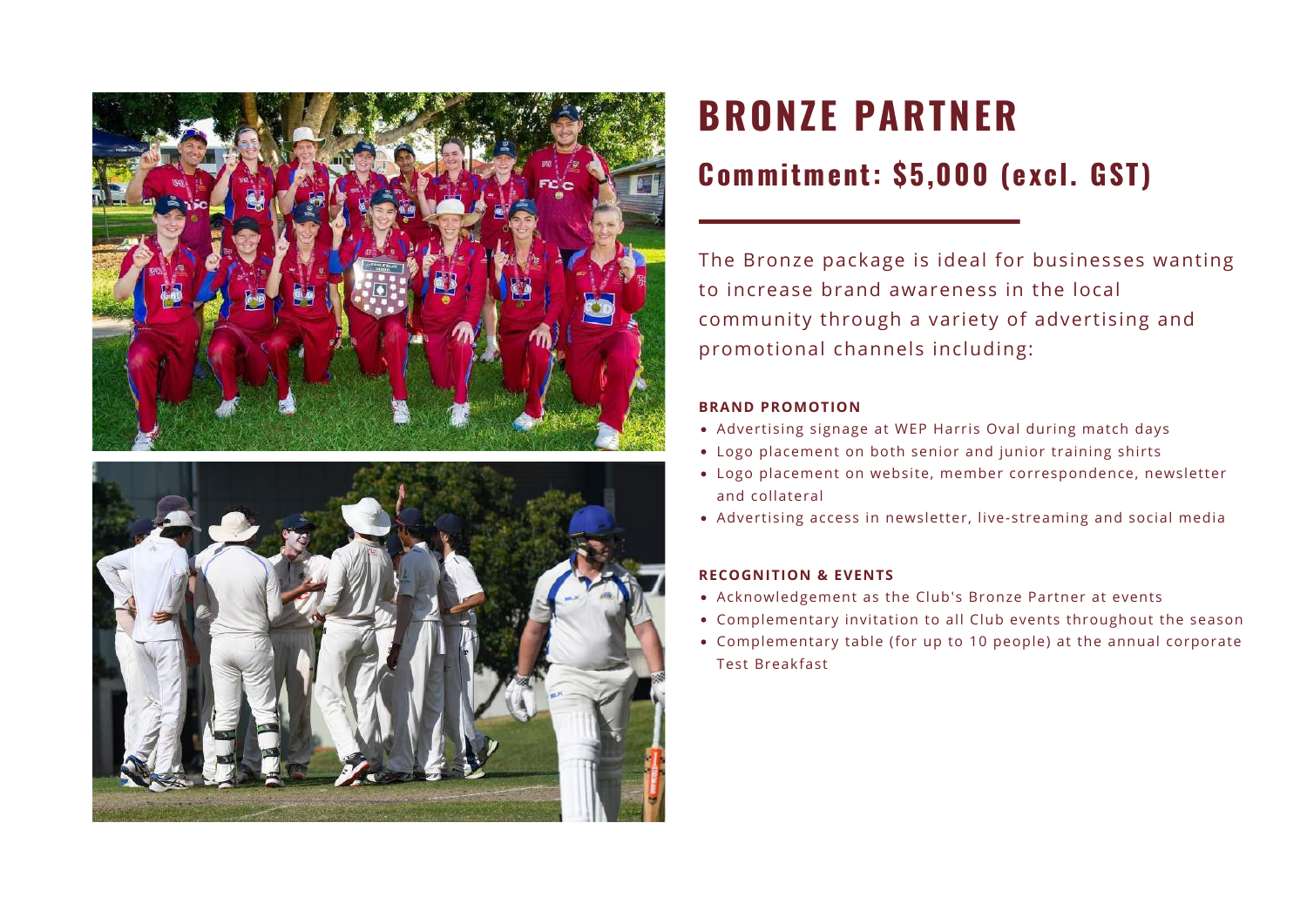# BRONZE PARTNER

## Commitment: $5,000 (excl. GST)

The Bronze package is ideal for businesses wanting to increase brand awareness in the local community through a variety of advertising and promotional channels including:

**BRAND PROMOTION**

- Advertising signage at WEP Harris Oval during match days
- Logo placement on both senior and junior training shirts
- Logo placement on website, member correspondence, newsletter and collateral
- Advertising access in newsletter, live-streaming and social media

**RECOGNITION & EVENTS**

- Acknowledgement as the Club's Bronze Partner at events
- Complementary invitation to all Club events throughout the season
- Complementary table (for up to 10 people) at the annual corporate Test Breakfast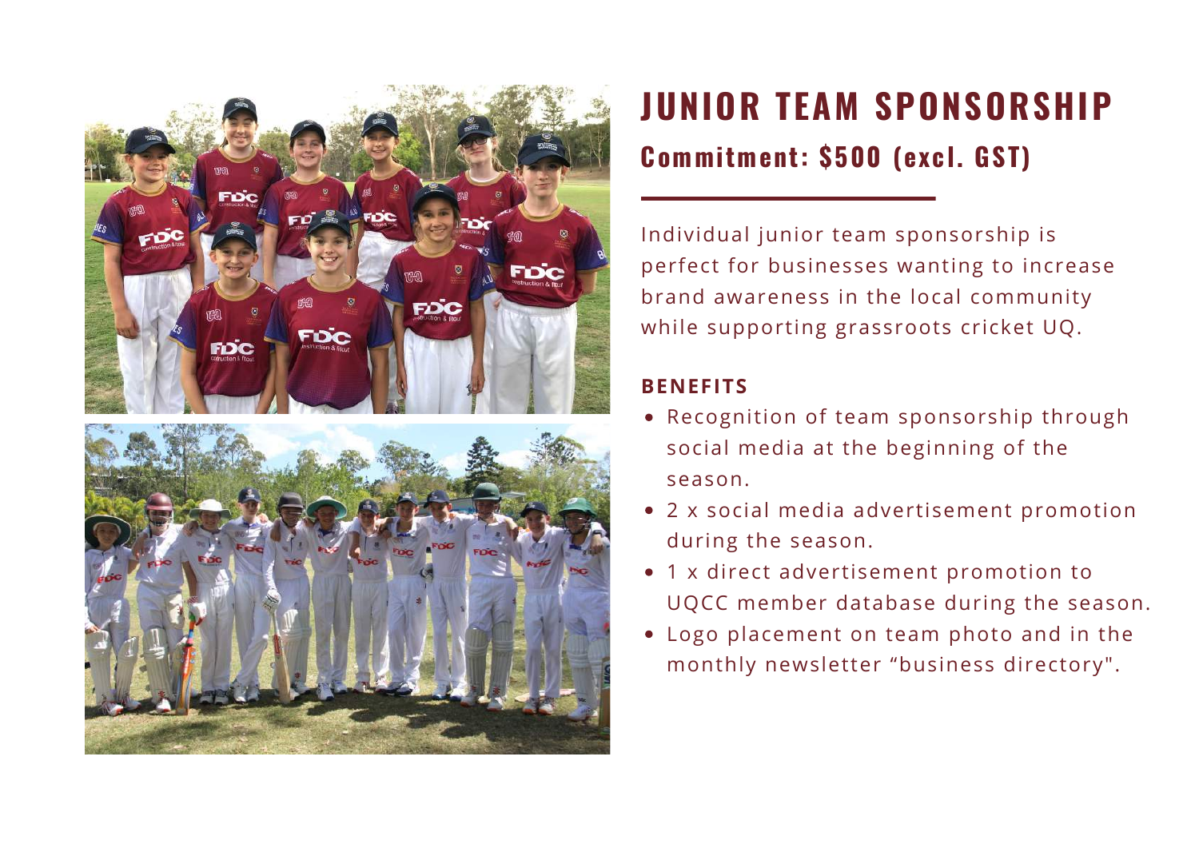# JUNIOR TEAM SPONSORSHIP

## Commitment: $500 (excl. GST)

Individual junior team sponsorship is perfect for businesses wanting to increase brand awareness in the local community while supporting grassroots cricket UQ.

**BENEFITS**

- Recognition of team sponsorship through social media at the beginning of the season.
- 2 x social media advertisement promotion during the season.
- 1 x direct advertisement promotion to UQCC member database during the season.
- Logo placement on team photo and in the monthly newsletter “business directory".